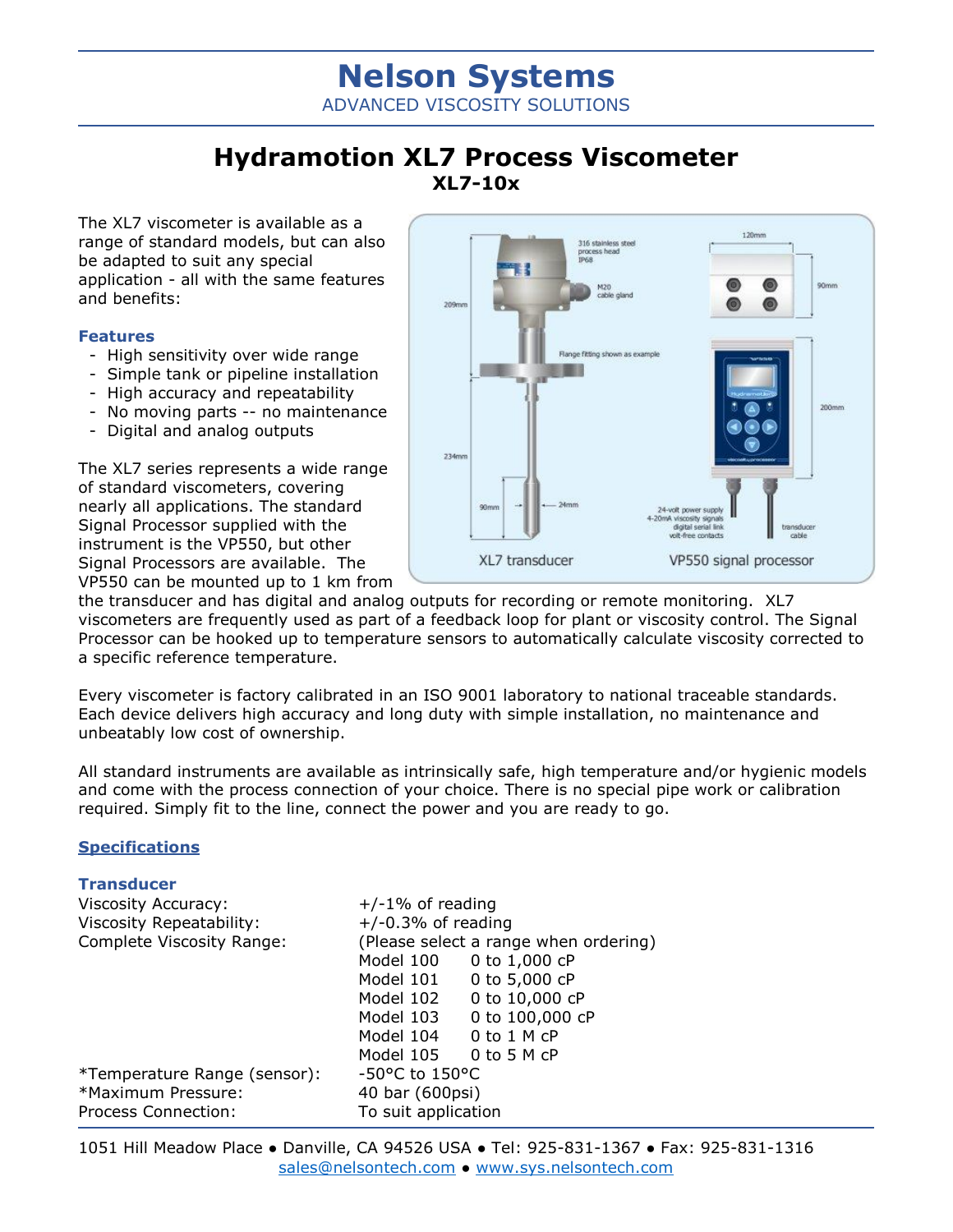# Nelson Systems

ADVANCED VISCOSITY SOLUTIONS

## Hydramotion XL7 Process Viscometer

### XL7-10x

The XL7 viscometer is available as a range of standard models, but can also be adapted to suit any special application - all with the same features and benefits:

#### Features

- High sensitivity over wide range
- Simple tank or pipeline installation
- High accuracy and repeatability
- No moving parts -- no maintenance
- Digital and analog outputs

The XL7 series represents a wide range of standard viscometers, covering nearly all applications. The standard Signal Processor supplied with the instrument is the VP550, but other Signal Processors are available. The VP550 can be mounted up to 1 km from the transducer and has digital and analog outputs for recording or remote monitoring. XL7 viscometers are frequently used as part of a feedback loop for plant or viscosity control. The Signal Processor can be hooked up to temperature sensors to automatically calculate viscosity corrected to a specific reference temperature.

Every viscometer is factory calibrated in an ISO 9001 laboratory to national traceable standards. Each device delivers high accuracy and long duty with simple installation, no maintenance and unbeatably low cost of ownership.

All standard instruments are available as intrinsically safe, high temperature and/or hygienic models and come with the process connection of your choice. There is no special pipe work or calibration required. Simply fit to the line, connect the power and you are ready to go.

#### Specifications

#### Transducer

| | |
|---|---|
| Viscosity Accuracy: | +/-1% of reading |
| Viscosity Repeatability: | +/-0.3% of reading |
| Complete Viscosity Range: | (Please select a range when ordering) |
| | Model 100 — 0 to 1,000 cP |
| | Model 101 — 0 to 5,000 cP |
| | Model 102 — 0 to 10,000 cP |
| | Model 103 — 0 to 100,000 cP |
| | Model 104 — 0 to 1 M cP |
| | Model 105 — 0 to 5 M cP |
| *Temperature Range (sensor): | -50°C to 150°C |
| *Maximum Pressure: | 40 bar (600psi) |
| Process Connection: | To suit application |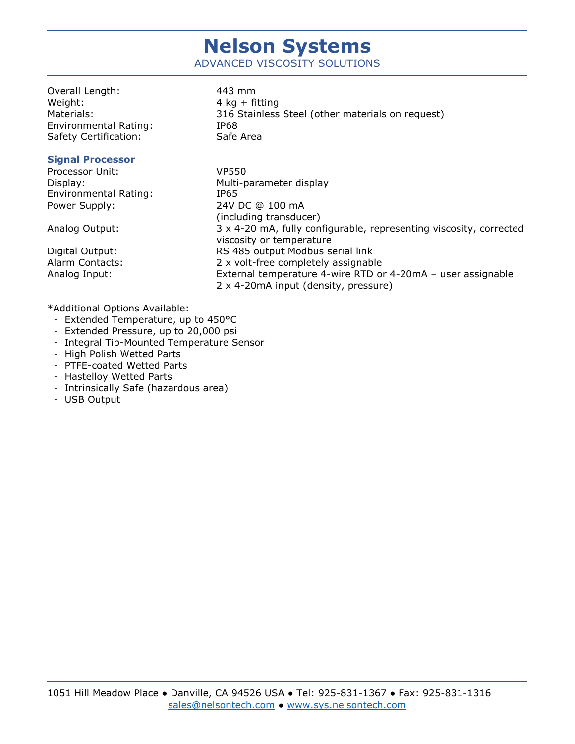# Nelson Systems

ADVANCED VISCOSITY SOLUTIONS

| | |
|---|---|
| Overall Length: | 443 mm |
| Weight: | 4 kg + fitting |
| Materials: | 316 Stainless Steel (other materials on request) |
| Environmental Rating: | IP68 |
| Safety Certification: | Safe Area |

### Signal Processor

| | |
|---|---|
| Processor Unit: | VP550 |
| Display: | Multi-parameter display |
| Environmental Rating: | IP65 |
| Power Supply: | 24V DC @ 100 mA (including transducer) |
| Analog Output: | 3 x 4-20 mA, fully configurable, representing viscosity, corrected viscosity or temperature |
| Digital Output: | RS 485 output Modbus serial link |
| Alarm Contacts: | 2 x volt-free completely assignable |
| Analog Input: | External temperature 4-wire RTD or 4-20mA – user assignable<br>2 x 4-20mA input (density, pressure) |

*Additional Options Available:

- Extended Temperature, up to 450°C
- Extended Pressure, up to 20,000 psi
- Integral Tip-Mounted Temperature Sensor
- High Polish Wetted Parts
- PTFE-coated Wetted Parts
- Hastelloy Wetted Parts
- Intrinsically Safe (hazardous area)
- USB Output

1051 Hill Meadow Place ● Danville, CA 94526 USA ● Tel: 925-831-1367 ● Fax: 925-831-1316
sales@nelsontech.com ● www.sys.nelsontech.com